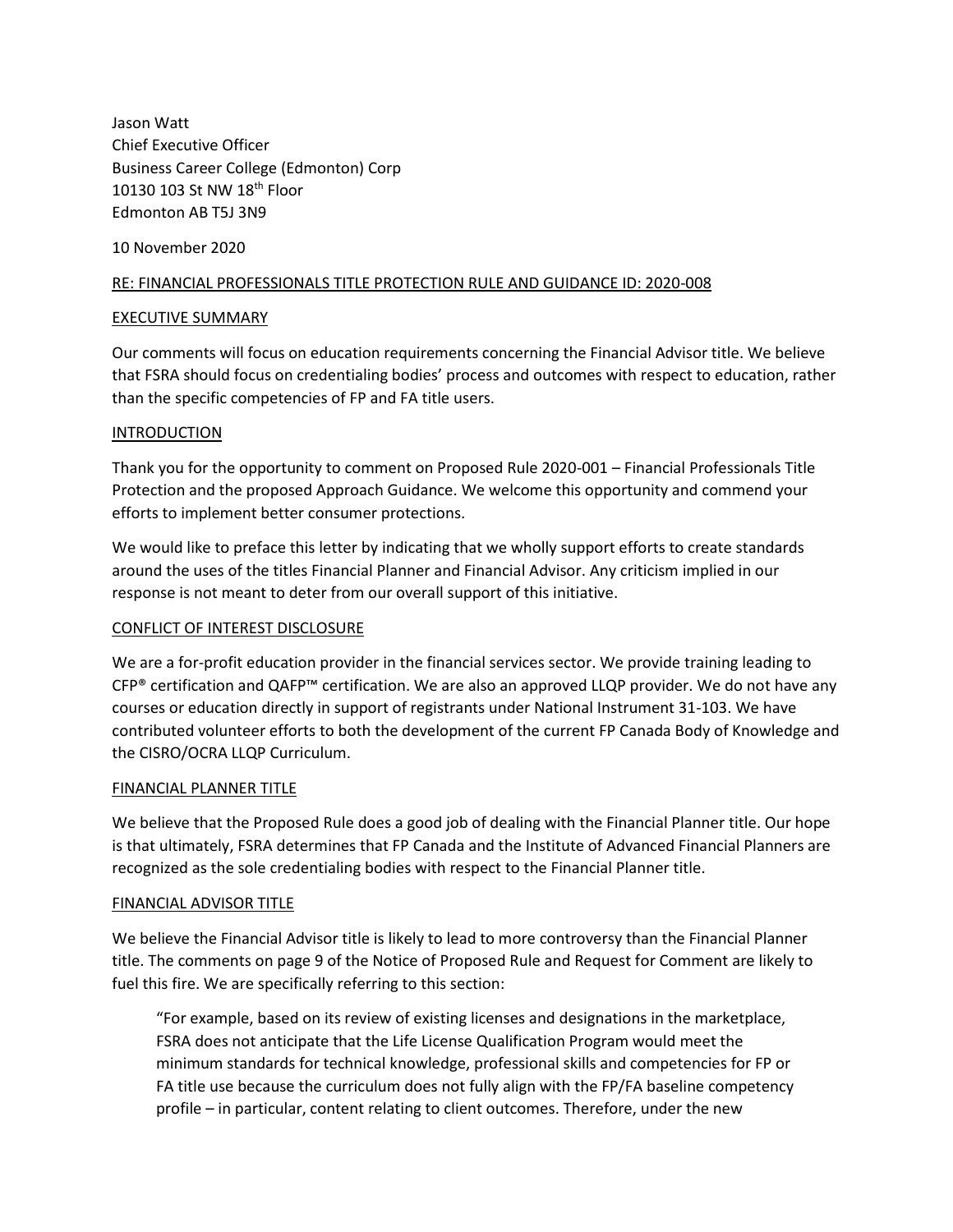Jason Watt
Chief Executive Officer
Business Career College (Edmonton) Corp
10130 103 St NW 18th Floor
Edmonton AB T5J 3N9

10 November 2020

RE: FINANCIAL PROFESSIONALS TITLE PROTECTION RULE AND GUIDANCE ID: 2020-008

## EXECUTIVE SUMMARY

Our comments will focus on education requirements concerning the Financial Advisor title. We believe that FSRA should focus on credentialing bodies' process and outcomes with respect to education, rather than the specific competencies of FP and FA title users.

## INTRODUCTION

Thank you for the opportunity to comment on Proposed Rule 2020-001 – Financial Professionals Title Protection and the proposed Approach Guidance. We welcome this opportunity and commend your efforts to implement better consumer protections.

We would like to preface this letter by indicating that we wholly support efforts to create standards around the uses of the titles Financial Planner and Financial Advisor. Any criticism implied in our response is not meant to deter from our overall support of this initiative.

## CONFLICT OF INTEREST DISCLOSURE

We are a for-profit education provider in the financial services sector. We provide training leading to CFP® certification and QAFP™ certification. We are also an approved LLQP provider. We do not have any courses or education directly in support of registrants under National Instrument 31-103. We have contributed volunteer efforts to both the development of the current FP Canada Body of Knowledge and the CISRO/OCRA LLQP Curriculum.

## FINANCIAL PLANNER TITLE

We believe that the Proposed Rule does a good job of dealing with the Financial Planner title. Our hope is that ultimately, FSRA determines that FP Canada and the Institute of Advanced Financial Planners are recognized as the sole credentialing bodies with respect to the Financial Planner title.

## FINANCIAL ADVISOR TITLE

We believe the Financial Advisor title is likely to lead to more controversy than the Financial Planner title. The comments on page 9 of the Notice of Proposed Rule and Request for Comment are likely to fuel this fire. We are specifically referring to this section:

> "For example, based on its review of existing licenses and designations in the marketplace, FSRA does not anticipate that the Life License Qualification Program would meet the minimum standards for technical knowledge, professional skills and competencies for FP or FA title use because the curriculum does not fully align with the FP/FA baseline competency profile – in particular, content relating to client outcomes. Therefore, under the new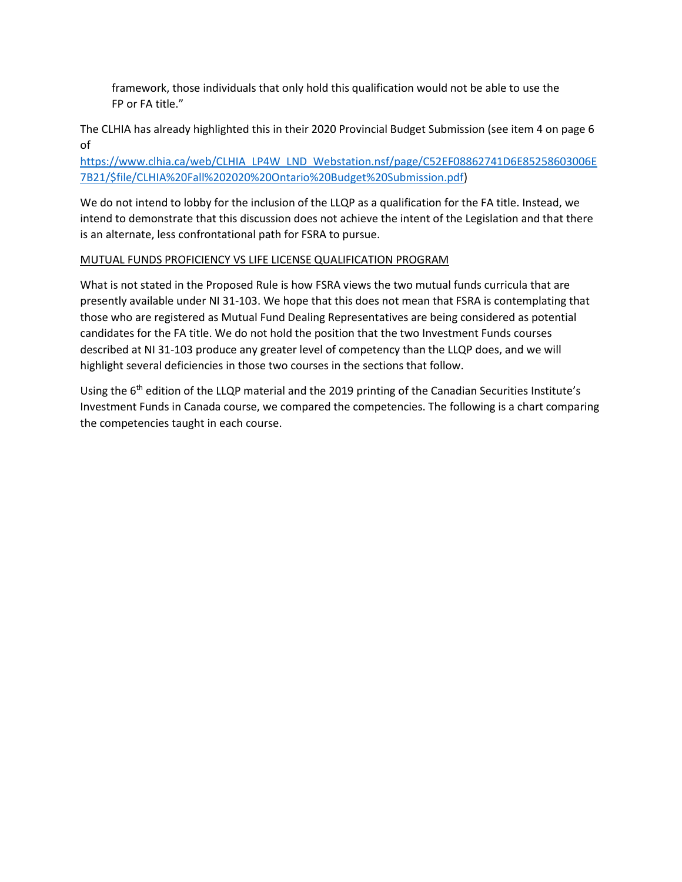framework, those individuals that only hold this qualification would not be able to use the FP or FA title."

The CLHIA has already highlighted this in their 2020 Provincial Budget Submission (see item 4 on page 6 of https://www.clhia.ca/web/CLHIA_LP4W_LND_Webstation.nsf/page/C52EF08862741D6E85258603006E7B21/$file/CLHIA%20Fall%202020%20Ontario%20Budget%20Submission.pdf)

We do not intend to lobby for the inclusion of the LLQP as a qualification for the FA title. Instead, we intend to demonstrate that this discussion does not achieve the intent of the Legislation and that there is an alternate, less confrontational path for FSRA to pursue.

<u>MUTUAL FUNDS PROFICIENCY VS LIFE LICENSE QUALIFICATION PROGRAM</u>

What is not stated in the Proposed Rule is how FSRA views the two mutual funds curricula that are presently available under NI 31-103. We hope that this does not mean that FSRA is contemplating that those who are registered as Mutual Fund Dealing Representatives are being considered as potential candidates for the FA title. We do not hold the position that the two Investment Funds courses described at NI 31-103 produce any greater level of competency than the LLQP does, and we will highlight several deficiencies in those two courses in the sections that follow.

Using the 6th edition of the LLQP material and the 2019 printing of the Canadian Securities Institute's Investment Funds in Canada course, we compared the competencies. The following is a chart comparing the competencies taught in each course.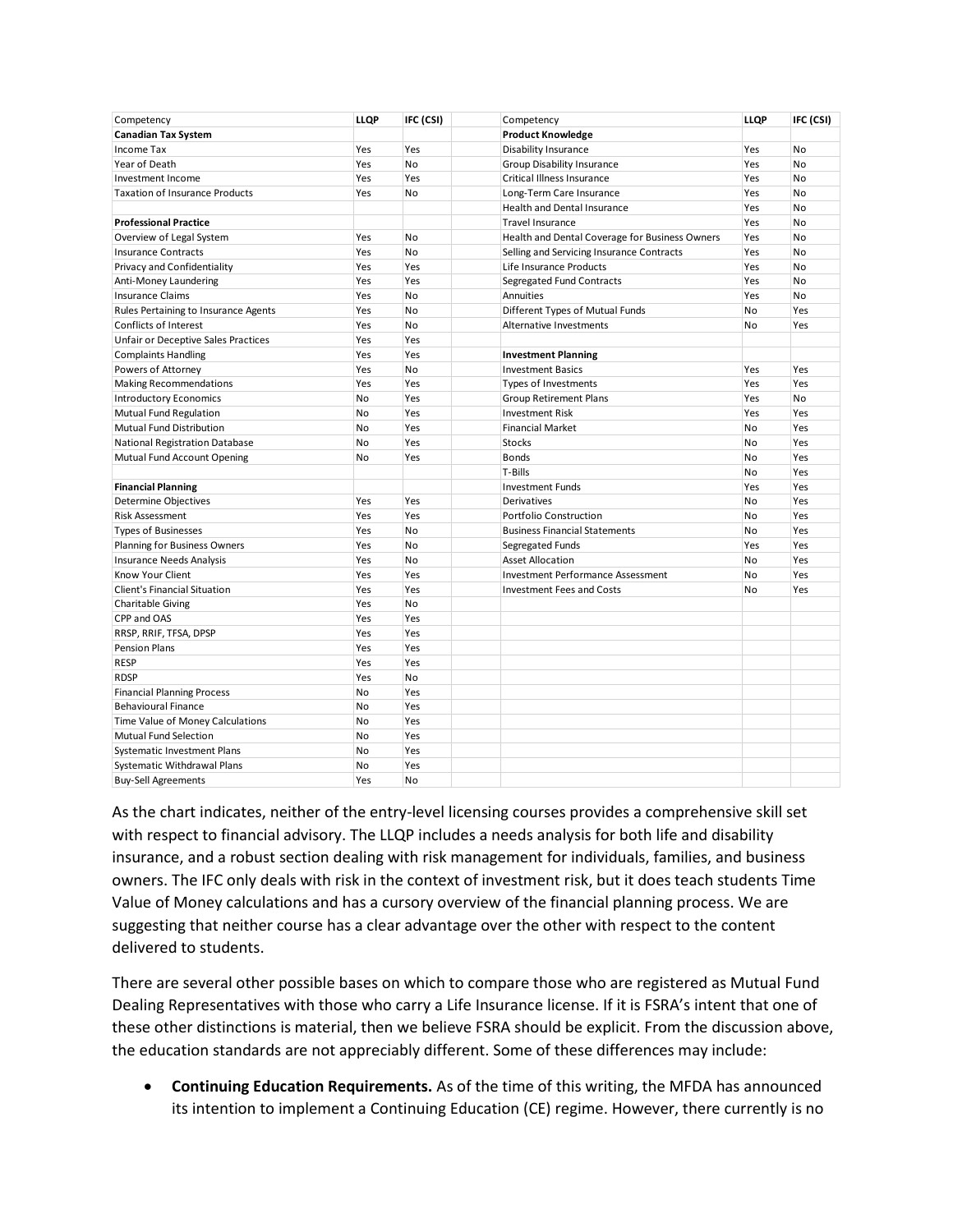| Competency | LLQP | IFC (CSI) | | Competency | LLQP | IFC (CSI) |
|---|---|---|---|---|---|---|
| **Canadian Tax System** | | | | **Product Knowledge** | | |
| Income Tax | Yes | Yes | | Disability Insurance | Yes | No |
| Year of Death | Yes | No | | Group Disability Insurance | Yes | No |
| Investment Income | Yes | Yes | | Critical Illness Insurance | Yes | No |
| Taxation of Insurance Products | Yes | No | | Long-Term Care Insurance | Yes | No |
| | | | | Health and Dental Insurance | Yes | No |
| **Professional Practice** | | | | Travel Insurance | Yes | No |
| Overview of Legal System | Yes | No | | Health and Dental Coverage for Business Owners | Yes | No |
| Insurance Contracts | Yes | No | | Selling and Servicing Insurance Contracts | Yes | No |
| Privacy and Confidentiality | Yes | Yes | | Life Insurance Products | Yes | No |
| Anti-Money Laundering | Yes | Yes | | Segregated Fund Contracts | Yes | No |
| Insurance Claims | Yes | No | | Annuities | Yes | No |
| Rules Pertaining to Insurance Agents | Yes | No | | Different Types of Mutual Funds | No | Yes |
| Conflicts of Interest | Yes | No | | Alternative Investments | No | Yes |
| Unfair or Deceptive Sales Practices | Yes | Yes | | | | |
| Complaints Handling | Yes | Yes | | **Investment Planning** | | |
| Powers of Attorney | Yes | No | | Investment Basics | Yes | Yes |
| Making Recommendations | Yes | Yes | | Types of Investments | Yes | Yes |
| Introductory Economics | No | Yes | | Group Retirement Plans | Yes | No |
| Mutual Fund Regulation | No | Yes | | Investment Risk | Yes | Yes |
| Mutual Fund Distribution | No | Yes | | Financial Market | No | Yes |
| National Registration Database | No | Yes | | Stocks | No | Yes |
| Mutual Fund Account Opening | No | Yes | | Bonds | No | Yes |
| | | | | T-Bills | No | Yes |
| **Financial Planning** | | | | Investment Funds | Yes | Yes |
| Determine Objectives | Yes | Yes | | Derivatives | No | Yes |
| Risk Assessment | Yes | Yes | | Portfolio Construction | No | Yes |
| Types of Businesses | Yes | No | | Business Financial Statements | No | Yes |
| Planning for Business Owners | Yes | No | | Segregated Funds | Yes | Yes |
| Insurance Needs Analysis | Yes | No | | Asset Allocation | No | Yes |
| Know Your Client | Yes | Yes | | Investment Performance Assessment | No | Yes |
| Client's Financial Situation | Yes | Yes | | Investment Fees and Costs | No | Yes |
| Charitable Giving | Yes | No | | | | |
| CPP and OAS | Yes | Yes | | | | |
| RRSP, RRIF, TFSA, DPSP | Yes | Yes | | | | |
| Pension Plans | Yes | Yes | | | | |
| RESP | Yes | Yes | | | | |
| RDSP | Yes | No | | | | |
| Financial Planning Process | No | Yes | | | | |
| Behavioural Finance | No | Yes | | | | |
| Time Value of Money Calculations | No | Yes | | | | |
| Mutual Fund Selection | No | Yes | | | | |
| Systematic Investment Plans | No | Yes | | | | |
| Systematic Withdrawal Plans | No | Yes | | | | |
| Buy-Sell Agreements | Yes | No | | | | |

As the chart indicates, neither of the entry-level licensing courses provides a comprehensive skill set with respect to financial advisory. The LLQP includes a needs analysis for both life and disability insurance, and a robust section dealing with risk management for individuals, families, and business owners. The IFC only deals with risk in the context of investment risk, but it does teach students Time Value of Money calculations and has a cursory overview of the financial planning process. We are suggesting that neither course has a clear advantage over the other with respect to the content delivered to students.

There are several other possible bases on which to compare those who are registered as Mutual Fund Dealing Representatives with those who carry a Life Insurance license. If it is FSRA's intent that one of these other distinctions is material, then we believe FSRA should be explicit. From the discussion above, the education standards are not appreciably different. Some of these differences may include:

- **Continuing Education Requirements.** As of the time of this writing, the MFDA has announced its intention to implement a Continuing Education (CE) regime. However, there currently is no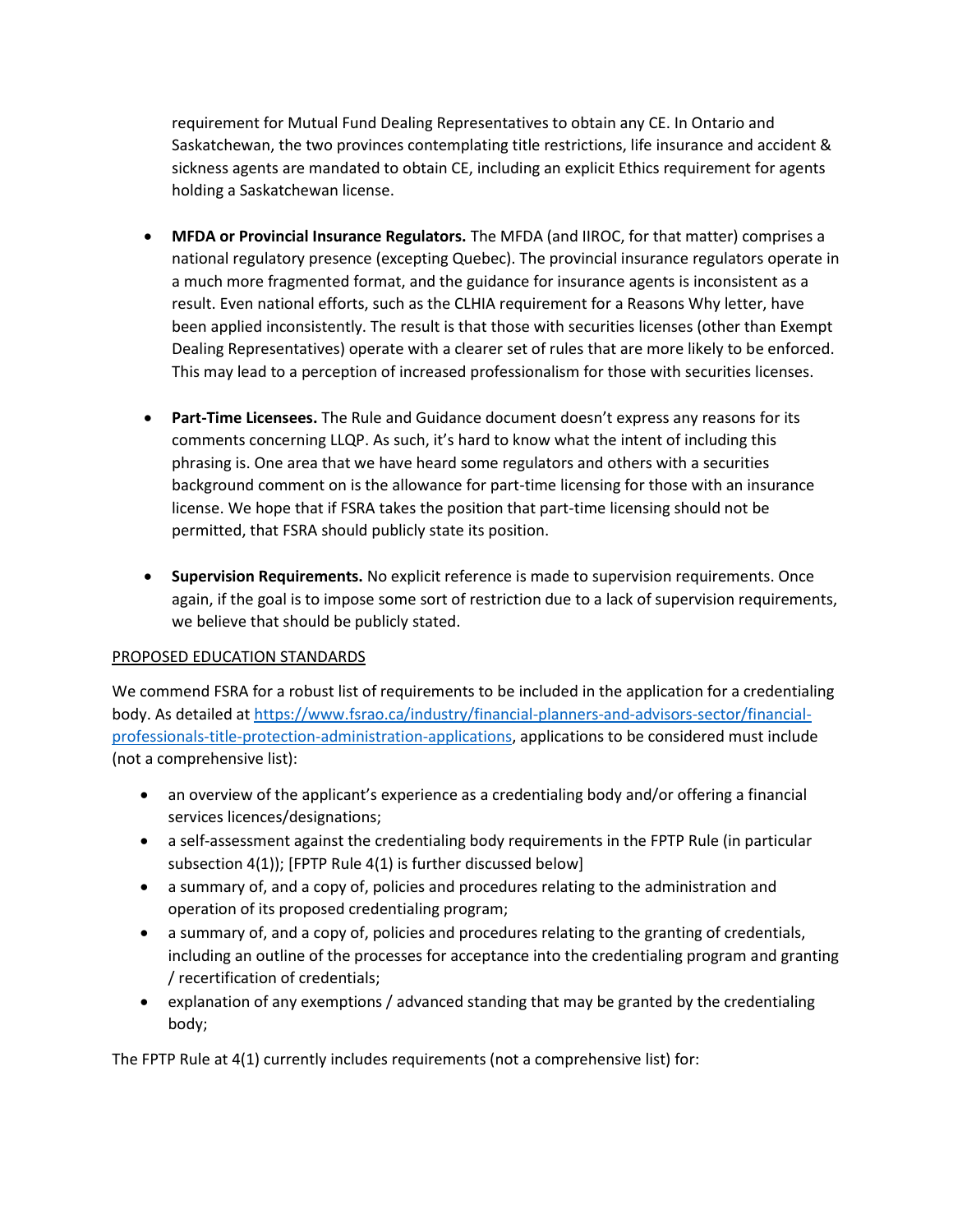requirement for Mutual Fund Dealing Representatives to obtain any CE. In Ontario and Saskatchewan, the two provinces contemplating title restrictions, life insurance and accident & sickness agents are mandated to obtain CE, including an explicit Ethics requirement for agents holding a Saskatchewan license.

- **MFDA or Provincial Insurance Regulators.** The MFDA (and IIROC, for that matter) comprises a national regulatory presence (excepting Quebec). The provincial insurance regulators operate in a much more fragmented format, and the guidance for insurance agents is inconsistent as a result. Even national efforts, such as the CLHIA requirement for a Reasons Why letter, have been applied inconsistently. The result is that those with securities licenses (other than Exempt Dealing Representatives) operate with a clearer set of rules that are more likely to be enforced. This may lead to a perception of increased professionalism for those with securities licenses.

- **Part-Time Licensees.** The Rule and Guidance document doesn't express any reasons for its comments concerning LLQP. As such, it's hard to know what the intent of including this phrasing is. One area that we have heard some regulators and others with a securities background comment on is the allowance for part-time licensing for those with an insurance license. We hope that if FSRA takes the position that part-time licensing should not be permitted, that FSRA should publicly state its position.

- **Supervision Requirements.** No explicit reference is made to supervision requirements. Once again, if the goal is to impose some sort of restriction due to a lack of supervision requirements, we believe that should be publicly stated.

PROPOSED EDUCATION STANDARDS

We commend FSRA for a robust list of requirements to be included in the application for a credentialing body. As detailed at https://www.fsrao.ca/industry/financial-planners-and-advisors-sector/financial-professionals-title-protection-administration-applications, applications to be considered must include (not a comprehensive list):

- an overview of the applicant's experience as a credentialing body and/or offering a financial services licences/designations;
- a self-assessment against the credentialing body requirements in the FPTP Rule (in particular subsection 4(1)); [FPTP Rule 4(1) is further discussed below]
- a summary of, and a copy of, policies and procedures relating to the administration and operation of its proposed credentialing program;
- a summary of, and a copy of, policies and procedures relating to the granting of credentials, including an outline of the processes for acceptance into the credentialing program and granting / recertification of credentials;
- explanation of any exemptions / advanced standing that may be granted by the credentialing body;

The FPTP Rule at 4(1) currently includes requirements (not a comprehensive list) for: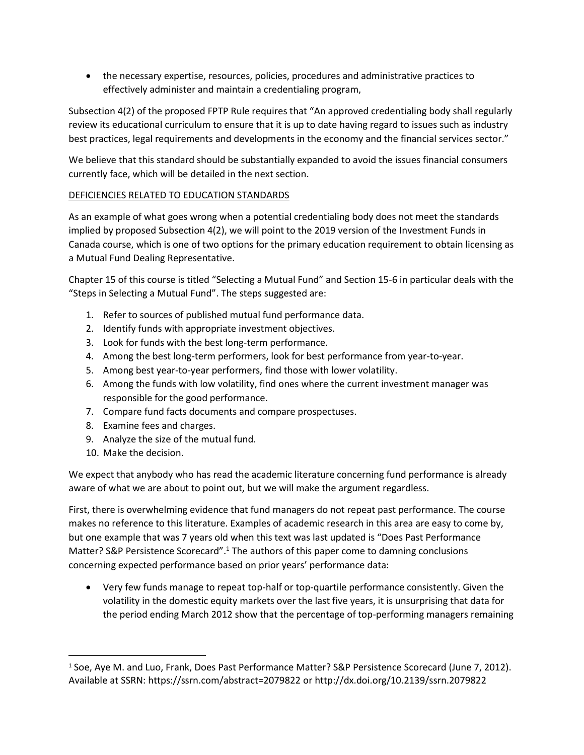- the necessary expertise, resources, policies, procedures and administrative practices to effectively administer and maintain a credentialing program,

Subsection 4(2) of the proposed FPTP Rule requires that "An approved credentialing body shall regularly review its educational curriculum to ensure that it is up to date having regard to issues such as industry best practices, legal requirements and developments in the economy and the financial services sector."

We believe that this standard should be substantially expanded to avoid the issues financial consumers currently face, which will be detailed in the next section.

## DEFICIENCIES RELATED TO EDUCATION STANDARDS

As an example of what goes wrong when a potential credentialing body does not meet the standards implied by proposed Subsection 4(2), we will point to the 2019 version of the Investment Funds in Canada course, which is one of two options for the primary education requirement to obtain licensing as a Mutual Fund Dealing Representative.

Chapter 15 of this course is titled "Selecting a Mutual Fund" and Section 15-6 in particular deals with the "Steps in Selecting a Mutual Fund". The steps suggested are:

1. Refer to sources of published mutual fund performance data.
2. Identify funds with appropriate investment objectives.
3. Look for funds with the best long-term performance.
4. Among the best long-term performers, look for best performance from year-to-year.
5. Among best year-to-year performers, find those with lower volatility.
6. Among the funds with low volatility, find ones where the current investment manager was responsible for the good performance.
7. Compare fund facts documents and compare prospectuses.
8. Examine fees and charges.
9. Analyze the size of the mutual fund.
10. Make the decision.

We expect that anybody who has read the academic literature concerning fund performance is already aware of what we are about to point out, but we will make the argument regardless.

First, there is overwhelming evidence that fund managers do not repeat past performance. The course makes no reference to this literature. Examples of academic research in this area are easy to come by, but one example that was 7 years old when this text was last updated is "Does Past Performance Matter? S&P Persistence Scorecard".[1] The authors of this paper come to damning conclusions concerning expected performance based on prior years' performance data:

- Very few funds manage to repeat top-half or top-quartile performance consistently. Given the volatility in the domestic equity markets over the last five years, it is unsurprising that data for the period ending March 2012 show that the percentage of top-performing managers remaining

[1] Soe, Aye M. and Luo, Frank, Does Past Performance Matter? S&P Persistence Scorecard (June 7, 2012). Available at SSRN: https://ssrn.com/abstract=2079822 or http://dx.doi.org/10.2139/ssrn.2079822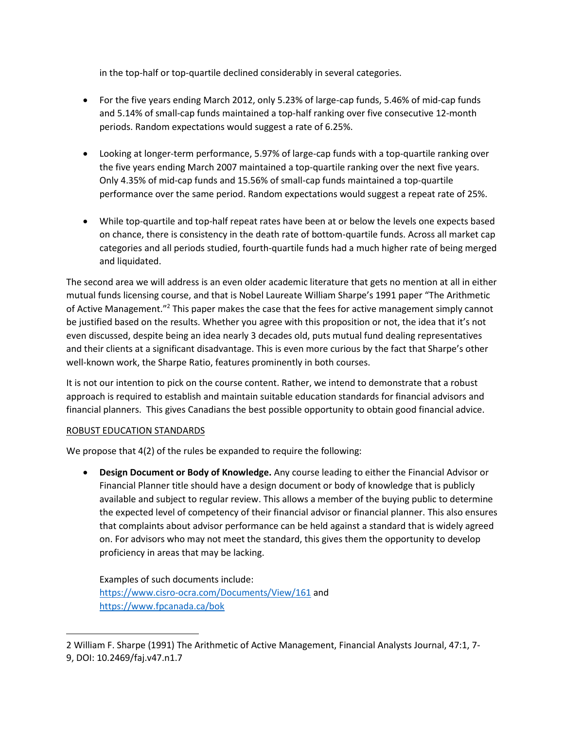in the top-half or top-quartile declined considerably in several categories.

- For the five years ending March 2012, only 5.23% of large-cap funds, 5.46% of mid-cap funds and 5.14% of small-cap funds maintained a top-half ranking over five consecutive 12-month periods. Random expectations would suggest a rate of 6.25%.

- Looking at longer-term performance, 5.97% of large-cap funds with a top-quartile ranking over the five years ending March 2007 maintained a top-quartile ranking over the next five years. Only 4.35% of mid-cap funds and 15.56% of small-cap funds maintained a top-quartile performance over the same period. Random expectations would suggest a repeat rate of 25%.

- While top-quartile and top-half repeat rates have been at or below the levels one expects based on chance, there is consistency in the death rate of bottom-quartile funds. Across all market cap categories and all periods studied, fourth-quartile funds had a much higher rate of being merged and liquidated.

The second area we will address is an even older academic literature that gets no mention at all in either mutual funds licensing course, and that is Nobel Laureate William Sharpe's 1991 paper "The Arithmetic of Active Management."[2] This paper makes the case that the fees for active management simply cannot be justified based on the results. Whether you agree with this proposition or not, the idea that it's not even discussed, despite being an idea nearly 3 decades old, puts mutual fund dealing representatives and their clients at a significant disadvantage. This is even more curious by the fact that Sharpe's other well-known work, the Sharpe Ratio, features prominently in both courses.

It is not our intention to pick on the course content. Rather, we intend to demonstrate that a robust approach is required to establish and maintain suitable education standards for financial advisors and financial planners. This gives Canadians the best possible opportunity to obtain good financial advice.

ROBUST EDUCATION STANDARDS

We propose that 4(2) of the rules be expanded to require the following:

- **Design Document or Body of Knowledge.** Any course leading to either the Financial Advisor or Financial Planner title should have a design document or body of knowledge that is publicly available and subject to regular review. This allows a member of the buying public to determine the expected level of competency of their financial advisor or financial planner. This also ensures that complaints about advisor performance can be held against a standard that is widely agreed on. For advisors who may not meet the standard, this gives them the opportunity to develop proficiency in areas that may be lacking.

  Examples of such documents include:
  https://www.cisro-ocra.com/Documents/View/161 and
  https://www.fpcanada.ca/bok

[2] William F. Sharpe (1991) The Arithmetic of Active Management, Financial Analysts Journal, 47:1, 7-9, DOI: 10.2469/faj.v47.n1.7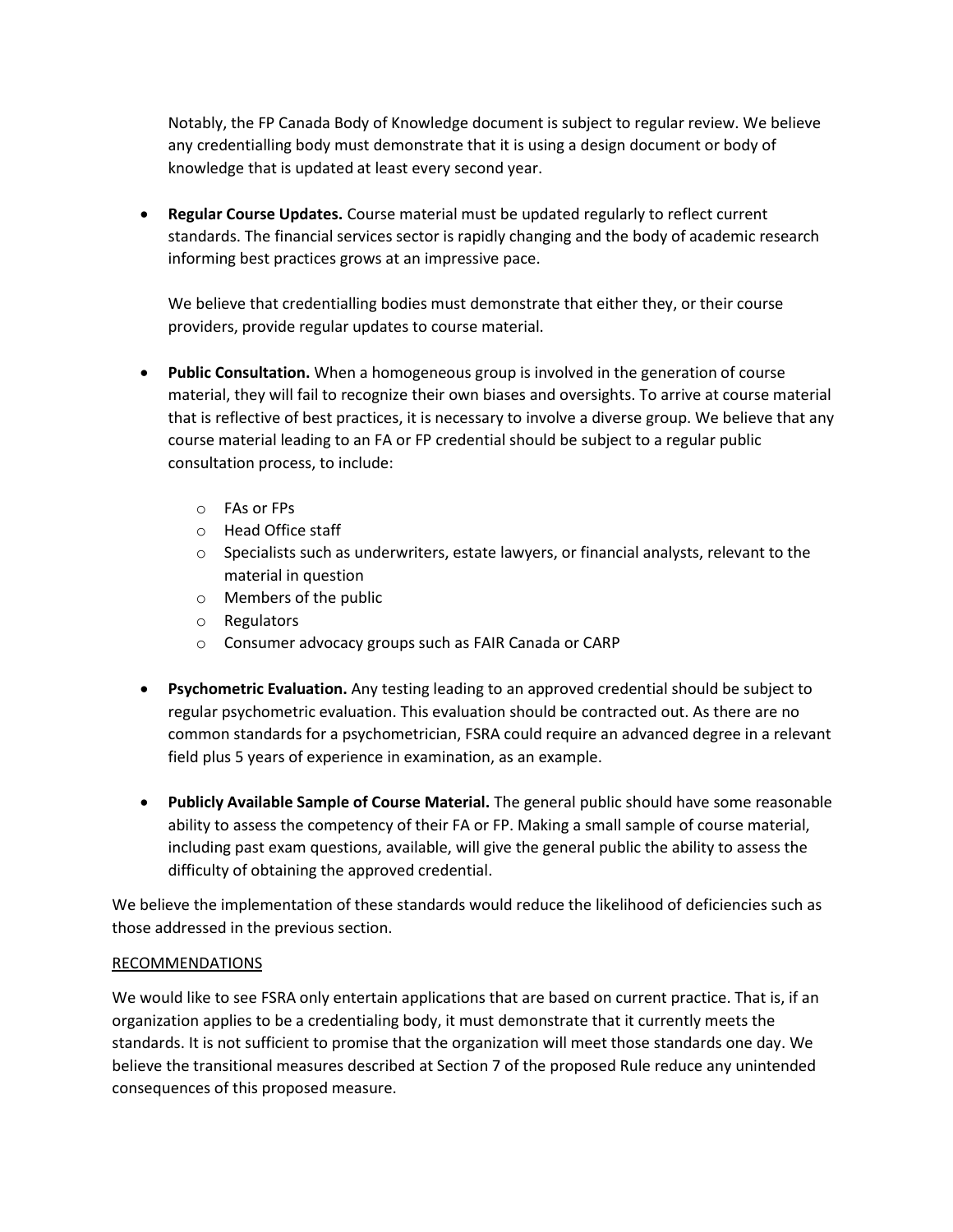Notably, the FP Canada Body of Knowledge document is subject to regular review. We believe any credentialling body must demonstrate that it is using a design document or body of knowledge that is updated at least every second year.

- **Regular Course Updates.** Course material must be updated regularly to reflect current standards. The financial services sector is rapidly changing and the body of academic research informing best practices grows at an impressive pace.

  We believe that credentialling bodies must demonstrate that either they, or their course providers, provide regular updates to course material.

- **Public Consultation.** When a homogeneous group is involved in the generation of course material, they will fail to recognize their own biases and oversights. To arrive at course material that is reflective of best practices, it is necessary to involve a diverse group. We believe that any course material leading to an FA or FP credential should be subject to a regular public consultation process, to include:
  - FAs or FPs
  - Head Office staff
  - Specialists such as underwriters, estate lawyers, or financial analysts, relevant to the material in question
  - Members of the public
  - Regulators
  - Consumer advocacy groups such as FAIR Canada or CARP

- **Psychometric Evaluation.** Any testing leading to an approved credential should be subject to regular psychometric evaluation. This evaluation should be contracted out. As there are no common standards for a psychometrician, FSRA could require an advanced degree in a relevant field plus 5 years of experience in examination, as an example.

- **Publicly Available Sample of Course Material.** The general public should have some reasonable ability to assess the competency of their FA or FP. Making a small sample of course material, including past exam questions, available, will give the general public the ability to assess the difficulty of obtaining the approved credential.

We believe the implementation of these standards would reduce the likelihood of deficiencies such as those addressed in the previous section.

## RECOMMENDATIONS

We would like to see FSRA only entertain applications that are based on current practice. That is, if an organization applies to be a credentialing body, it must demonstrate that it currently meets the standards. It is not sufficient to promise that the organization will meet those standards one day. We believe the transitional measures described at Section 7 of the proposed Rule reduce any unintended consequences of this proposed measure.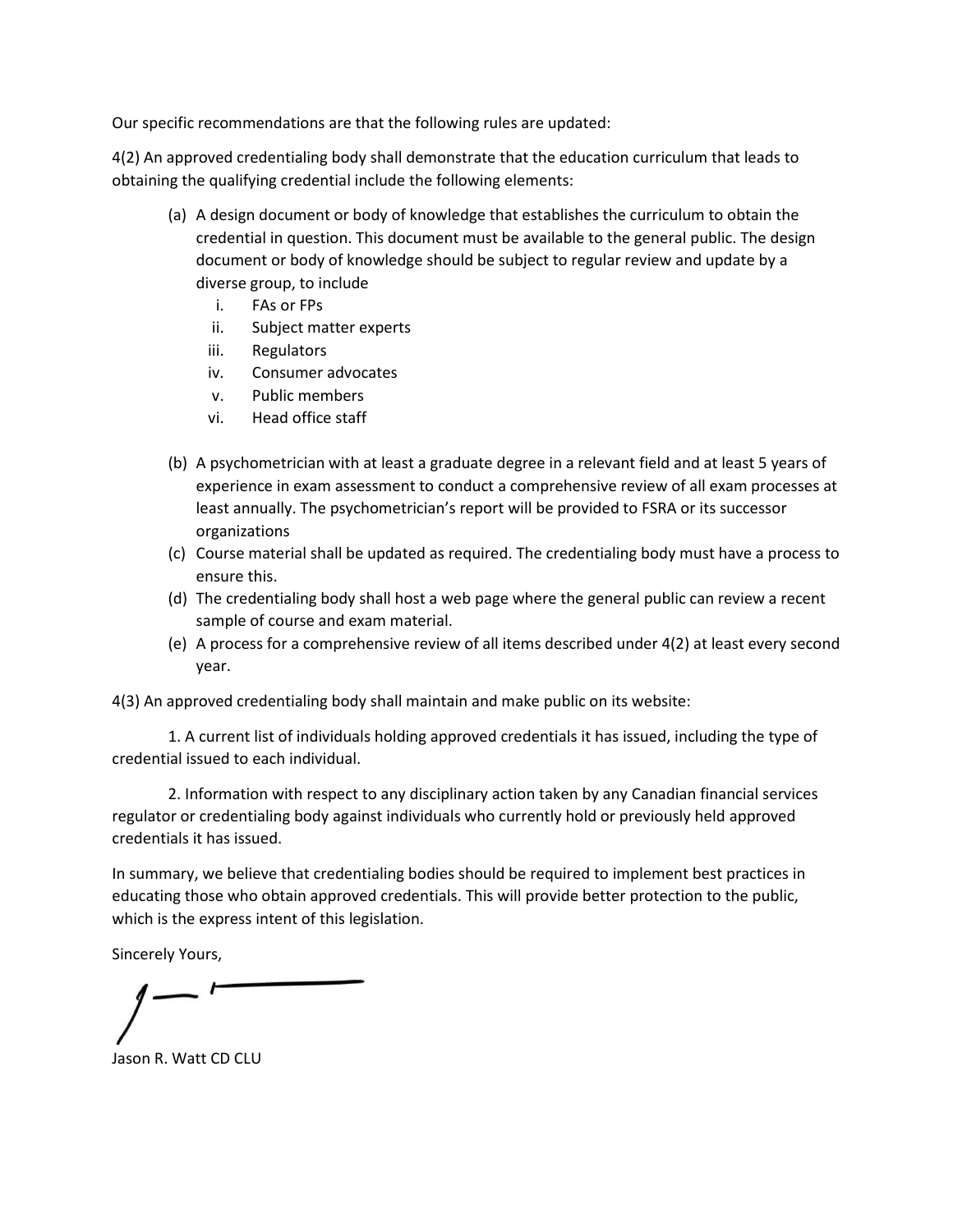Our specific recommendations are that the following rules are updated:

4(2) An approved credentialing body shall demonstrate that the education curriculum that leads to obtaining the qualifying credential include the following elements:

(a) A design document or body of knowledge that establishes the curriculum to obtain the credential in question. This document must be available to the general public. The design document or body of knowledge should be subject to regular review and update by a diverse group, to include
   i. FAs or FPs
   ii. Subject matter experts
   iii. Regulators
   iv. Consumer advocates
   v. Public members
   vi. Head office staff

(b) A psychometrician with at least a graduate degree in a relevant field and at least 5 years of experience in exam assessment to conduct a comprehensive review of all exam processes at least annually. The psychometrician's report will be provided to FSRA or its successor organizations

(c) Course material shall be updated as required. The credentialing body must have a process to ensure this.

(d) The credentialing body shall host a web page where the general public can review a recent sample of course and exam material.

(e) A process for a comprehensive review of all items described under 4(2) at least every second year.

4(3) An approved credentialing body shall maintain and make public on its website:

1. A current list of individuals holding approved credentials it has issued, including the type of credential issued to each individual.

2. Information with respect to any disciplinary action taken by any Canadian financial services regulator or credentialing body against individuals who currently hold or previously held approved credentials it has issued.

In summary, we believe that credentialing bodies should be required to implement best practices in educating those who obtain approved credentials. This will provide better protection to the public, which is the express intent of this legislation.

Sincerely Yours,

Jason R. Watt CD CLU